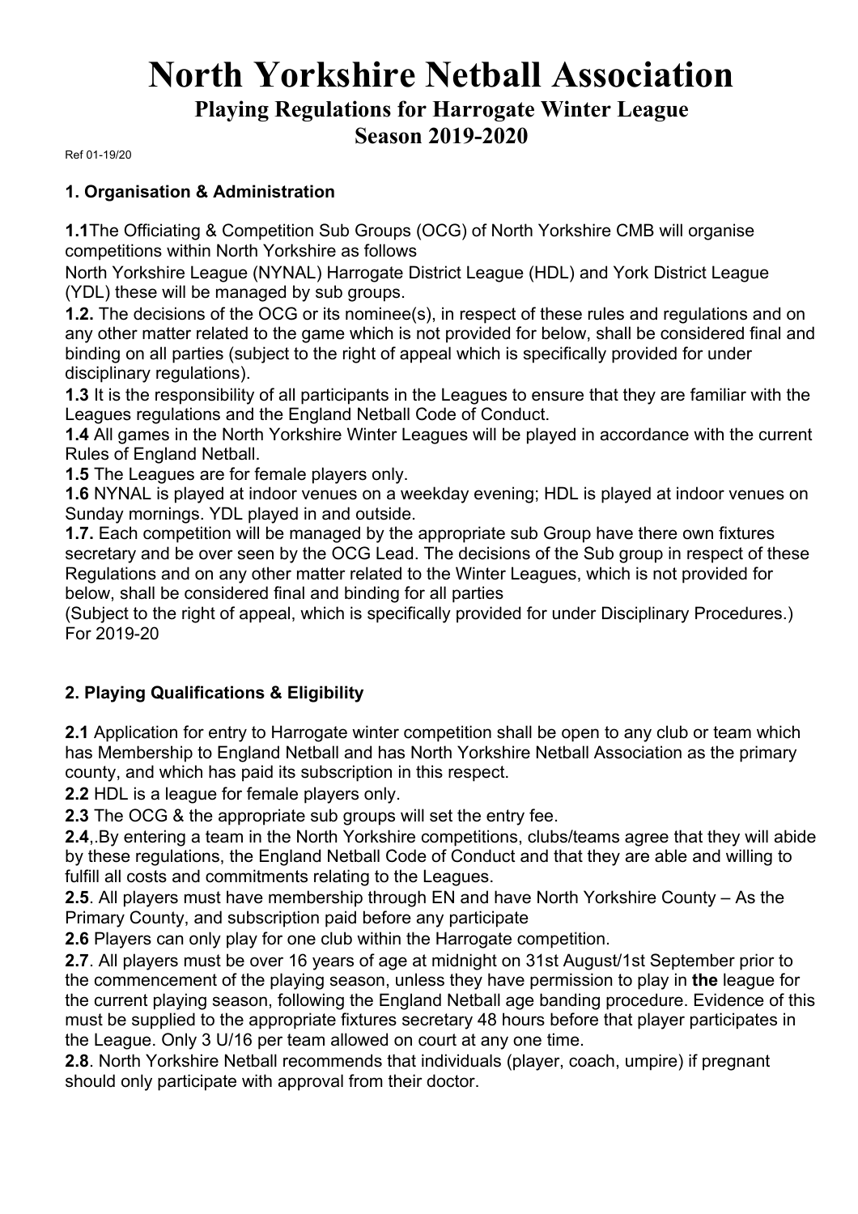# North Yorkshire Netball Association

## Playing Regulations for Harrogate Winter League
## Season 2019-2020

Ref 01-19/20

### 1. Organisation & Administration

**1.1**The Officiating & Competition Sub Groups (OCG) of North Yorkshire CMB will organise competitions within North Yorkshire as follows
North Yorkshire League (NYNAL) Harrogate District League (HDL) and York District League (YDL) these will be managed by sub groups.
**1.2.** The decisions of the OCG or its nominee(s), in respect of these rules and regulations and on any other matter related to the game which is not provided for below, shall be considered final and binding on all parties (subject to the right of appeal which is specifically provided for under disciplinary regulations).
**1.3** It is the responsibility of all participants in the Leagues to ensure that they are familiar with the Leagues regulations and the England Netball Code of Conduct.
**1.4** All games in the North Yorkshire Winter Leagues will be played in accordance with the current Rules of England Netball.
**1.5** The Leagues are for female players only.
**1.6** NYNAL is played at indoor venues on a weekday evening; HDL is played at indoor venues on Sunday mornings. YDL played in and outside.
**1.7.** Each competition will be managed by the appropriate sub Group have there own fixtures secretary and be over seen by the OCG Lead. The decisions of the Sub group in respect of these Regulations and on any other matter related to the Winter Leagues, which is not provided for below, shall be considered final and binding for all parties
(Subject to the right of appeal, which is specifically provided for under Disciplinary Procedures.)
For 2019-20

### 2. Playing Qualifications & Eligibility

**2.1** Application for entry to Harrogate winter competition shall be open to any club or team which has Membership to England Netball and has North Yorkshire Netball Association as the primary county, and which has paid its subscription in this respect.
**2.2** HDL is a league for female players only.
**2.3** The OCG & the appropriate sub groups will set the entry fee.
**2.4**,.By entering a team in the North Yorkshire competitions, clubs/teams agree that they will abide by these regulations, the England Netball Code of Conduct and that they are able and willing to fulfill all costs and commitments relating to the Leagues.
**2.5**. All players must have membership through EN and have North Yorkshire County – As the Primary County, and subscription paid before any participate
**2.6** Players can only play for one club within the Harrogate competition.
**2.7**. All players must be over 16 years of age at midnight on 31st August/1st September prior to the commencement of the playing season, unless they have permission to play in **the** league for the current playing season, following the England Netball age banding procedure. Evidence of this must be supplied to the appropriate fixtures secretary 48 hours before that player participates in the League. Only 3 U/16 per team allowed on court at any one time.
**2.8**. North Yorkshire Netball recommends that individuals (player, coach, umpire) if pregnant should only participate with approval from their doctor.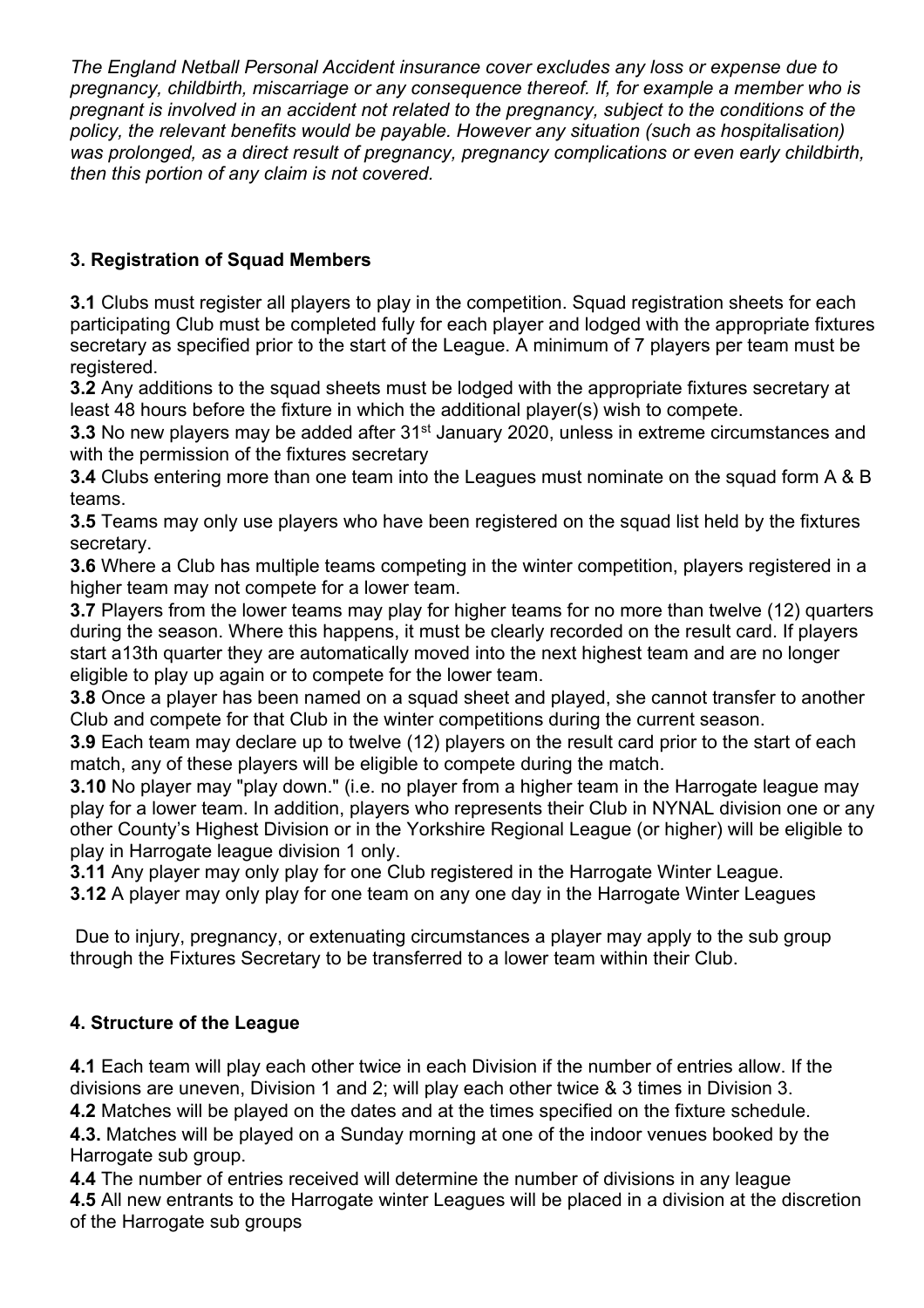*The England Netball Personal Accident insurance cover excludes any loss or expense due to pregnancy, childbirth, miscarriage or any consequence thereof. If, for example a member who is pregnant is involved in an accident not related to the pregnancy, subject to the conditions of the policy, the relevant benefits would be payable. However any situation (such as hospitalisation) was prolonged, as a direct result of pregnancy, pregnancy complications or even early childbirth, then this portion of any claim is not covered.*

### 3. Registration of Squad Members

**3.1** Clubs must register all players to play in the competition. Squad registration sheets for each participating Club must be completed fully for each player and lodged with the appropriate fixtures secretary as specified prior to the start of the League. A minimum of 7 players per team must be registered.
**3.2** Any additions to the squad sheets must be lodged with the appropriate fixtures secretary at least 48 hours before the fixture in which the additional player(s) wish to compete.
**3.3** No new players may be added after 31st January 2020, unless in extreme circumstances and with the permission of the fixtures secretary
**3.4** Clubs entering more than one team into the Leagues must nominate on the squad form A & B teams.
**3.5** Teams may only use players who have been registered on the squad list held by the fixtures secretary.
**3.6** Where a Club has multiple teams competing in the winter competition, players registered in a higher team may not compete for a lower team.
**3.7** Players from the lower teams may play for higher teams for no more than twelve (12) quarters during the season. Where this happens, it must be clearly recorded on the result card. If players start a13th quarter they are automatically moved into the next highest team and are no longer eligible to play up again or to compete for the lower team.
**3.8** Once a player has been named on a squad sheet and played, she cannot transfer to another Club and compete for that Club in the winter competitions during the current season.
**3.9** Each team may declare up to twelve (12) players on the result card prior to the start of each match, any of these players will be eligible to compete during the match.
**3.10** No player may "play down." (i.e. no player from a higher team in the Harrogate league may play for a lower team. In addition, players who represents their Club in NYNAL division one or any other County's Highest Division or in the Yorkshire Regional League (or higher) will be eligible to play in Harrogate league division 1 only.
**3.11** Any player may only play for one Club registered in the Harrogate Winter League.
**3.12** A player may only play for one team on any one day in the Harrogate Winter Leagues

Due to injury, pregnancy, or extenuating circumstances a player may apply to the sub group through the Fixtures Secretary to be transferred to a lower team within their Club.

### 4. Structure of the League

**4.1** Each team will play each other twice in each Division if the number of entries allow. If the divisions are uneven, Division 1 and 2; will play each other twice & 3 times in Division 3.
**4.2** Matches will be played on the dates and at the times specified on the fixture schedule.
**4.3.** Matches will be played on a Sunday morning at one of the indoor venues booked by the Harrogate sub group.
**4.4** The number of entries received will determine the number of divisions in any league
**4.5** All new entrants to the Harrogate winter Leagues will be placed in a division at the discretion of the Harrogate sub groups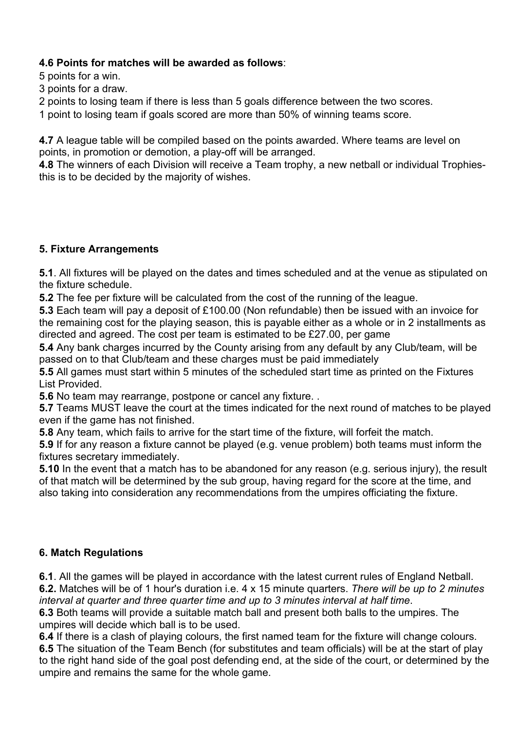**4.6 Points for matches will be awarded as follows**:

5 points for a win.

3 points for a draw.

2 points to losing team if there is less than 5 goals difference between the two scores.

1 point to losing team if goals scored are more than 50% of winning teams score.

**4.7** A league table will be compiled based on the points awarded. Where teams are level on points, in promotion or demotion, a play-off will be arranged.

**4.8** The winners of each Division will receive a Team trophy, a new netball or individual Trophies- this is to be decided by the majority of wishes.

### 5. Fixture Arrangements

**5.1**. All fixtures will be played on the dates and times scheduled and at the venue as stipulated on the fixture schedule.

**5.2** The fee per fixture will be calculated from the cost of the running of the league.

**5.3** Each team will pay a deposit of £100.00 (Non refundable) then be issued with an invoice for the remaining cost for the playing season, this is payable either as a whole or in 2 installments as directed and agreed. The cost per team is estimated to be £27.00, per game

**5.4** Any bank charges incurred by the County arising from any default by any Club/team, will be passed on to that Club/team and these charges must be paid immediately

**5.5** All games must start within 5 minutes of the scheduled start time as printed on the Fixtures List Provided.

**5.6** No team may rearrange, postpone or cancel any fixture. .

**5.7** Teams MUST leave the court at the times indicated for the next round of matches to be played even if the game has not finished.

**5.8** Any team, which fails to arrive for the start time of the fixture, will forfeit the match.

**5.9** If for any reason a fixture cannot be played (e.g. venue problem) both teams must inform the fixtures secretary immediately.

**5.10** In the event that a match has to be abandoned for any reason (e.g. serious injury), the result of that match will be determined by the sub group, having regard for the score at the time, and also taking into consideration any recommendations from the umpires officiating the fixture.

### 6. Match Regulations

**6.1**. All the games will be played in accordance with the latest current rules of England Netball.

**6.2.** Matches will be of 1 hour's duration i.e. 4 x 15 minute quarters. *There will be up to 2 minutes interval at quarter and three quarter time and up to 3 minutes interval at half time.*

**6.3** Both teams will provide a suitable match ball and present both balls to the umpires. The umpires will decide which ball is to be used.

**6.4** If there is a clash of playing colours, the first named team for the fixture will change colours.

**6.5** The situation of the Team Bench (for substitutes and team officials) will be at the start of play to the right hand side of the goal post defending end, at the side of the court, or determined by the umpire and remains the same for the whole game.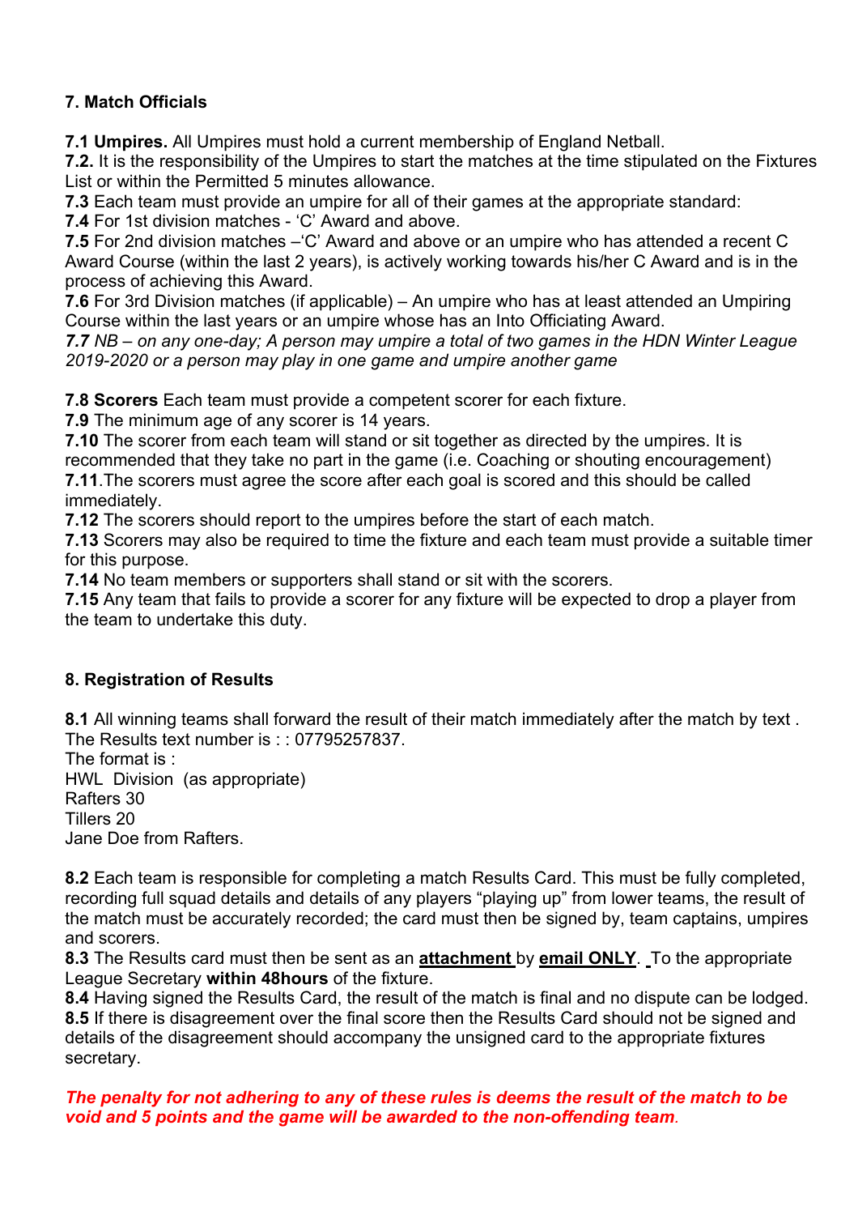## 7. Match Officials

**7.1 Umpires.** All Umpires must hold a current membership of England Netball.
**7.2.** It is the responsibility of the Umpires to start the matches at the time stipulated on the Fixtures List or within the Permitted 5 minutes allowance.
**7.3** Each team must provide an umpire for all of their games at the appropriate standard:
**7.4** For 1st division matches - 'C' Award and above.
**7.5** For 2nd division matches –'C' Award and above or an umpire who has attended a recent C Award Course (within the last 2 years), is actively working towards his/her C Award and is in the process of achieving this Award.
**7.6** For 3rd Division matches (if applicable) – An umpire who has at least attended an Umpiring Course within the last years or an umpire whose has an Into Officiating Award.
***7.7** NB – on any one-day; A person may umpire a total of two games in the HDN Winter League 2019-2020 or a person may play in one game and umpire another game*

**7.8 Scorers** Each team must provide a competent scorer for each fixture.
**7.9** The minimum age of any scorer is 14 years.
**7.10** The scorer from each team will stand or sit together as directed by the umpires. It is recommended that they take no part in the game (i.e. Coaching or shouting encouragement)
**7.11**.The scorers must agree the score after each goal is scored and this should be called immediately.
**7.12** The scorers should report to the umpires before the start of each match.
**7.13** Scorers may also be required to time the fixture and each team must provide a suitable timer for this purpose.
**7.14** No team members or supporters shall stand or sit with the scorers.
**7.15** Any team that fails to provide a scorer for any fixture will be expected to drop a player from the team to undertake this duty.

## 8. Registration of Results

**8.1** All winning teams shall forward the result of their match immediately after the match by text . The Results text number is : : 07795257837.
The format is :
HWL Division (as appropriate)
Rafters 30
Tillers 20
Jane Doe from Rafters.

**8.2** Each team is responsible for completing a match Results Card. This must be fully completed, recording full squad details and details of any players "playing up" from lower teams, the result of the match must be accurately recorded; the card must then be signed by, team captains, umpires and scorers.
**8.3** The Results card must then be sent as an **attachment** by **email ONLY**. To the appropriate League Secretary **within 48hours** of the fixture.
**8.4** Having signed the Results Card, the result of the match is final and no dispute can be lodged.
**8.5** If there is disagreement over the final score then the Results Card should not be signed and details of the disagreement should accompany the unsigned card to the appropriate fixtures secretary.

***The penalty for not adhering to any of these rules is deems the result of the match to be void and 5 points and the game will be awarded to the non-offending team.***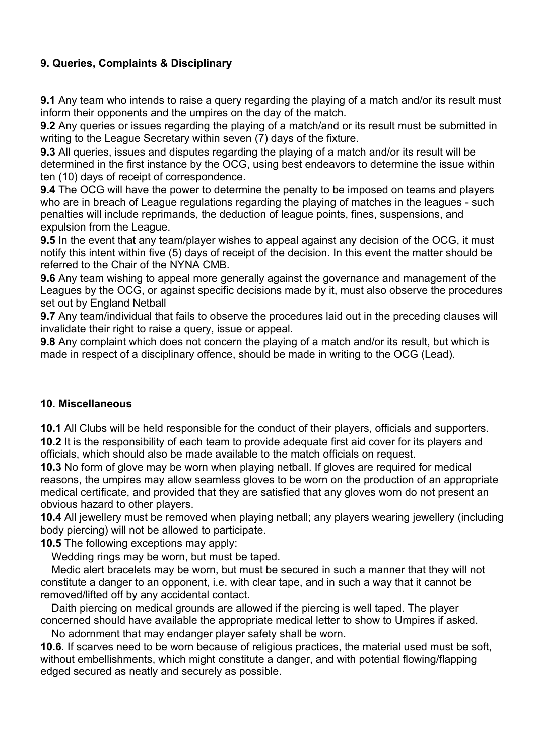## 9. Queries, Complaints & Disciplinary

**9.1** Any team who intends to raise a query regarding the playing of a match and/or its result must inform their opponents and the umpires on the day of the match.
**9.2** Any queries or issues regarding the playing of a match/and or its result must be submitted in writing to the League Secretary within seven (7) days of the fixture.
**9.3** All queries, issues and disputes regarding the playing of a match and/or its result will be determined in the first instance by the OCG, using best endeavors to determine the issue within ten (10) days of receipt of correspondence.
**9.4** The OCG will have the power to determine the penalty to be imposed on teams and players who are in breach of League regulations regarding the playing of matches in the leagues - such penalties will include reprimands, the deduction of league points, fines, suspensions, and expulsion from the League.
**9.5** In the event that any team/player wishes to appeal against any decision of the OCG, it must notify this intent within five (5) days of receipt of the decision. In this event the matter should be referred to the Chair of the NYNA CMB.
**9.6** Any team wishing to appeal more generally against the governance and management of the Leagues by the OCG, or against specific decisions made by it, must also observe the procedures set out by England Netball
**9.7** Any team/individual that fails to observe the procedures laid out in the preceding clauses will invalidate their right to raise a query, issue or appeal.
**9.8** Any complaint which does not concern the playing of a match and/or its result, but which is made in respect of a disciplinary offence, should be made in writing to the OCG (Lead).

## 10. Miscellaneous

**10.1** All Clubs will be held responsible for the conduct of their players, officials and supporters.
**10.2** It is the responsibility of each team to provide adequate first aid cover for its players and officials, which should also be made available to the match officials on request.
**10.3** No form of glove may be worn when playing netball. If gloves are required for medical reasons, the umpires may allow seamless gloves to be worn on the production of an appropriate medical certificate, and provided that they are satisfied that any gloves worn do not present an obvious hazard to other players.
**10.4** All jewellery must be removed when playing netball; any players wearing jewellery (including body piercing) will not be allowed to participate.
**10.5** The following exceptions may apply:

Wedding rings may be worn, but must be taped.

Medic alert bracelets may be worn, but must be secured in such a manner that they will not constitute a danger to an opponent, i.e. with clear tape, and in such a way that it cannot be removed/lifted off by any accidental contact.

Daith piercing on medical grounds are allowed if the piercing is well taped. The player concerned should have available the appropriate medical letter to show to Umpires if asked.

No adornment that may endanger player safety shall be worn.

**10.6**. If scarves need to be worn because of religious practices, the material used must be soft, without embellishments, which might constitute a danger, and with potential flowing/flapping edged secured as neatly and securely as possible.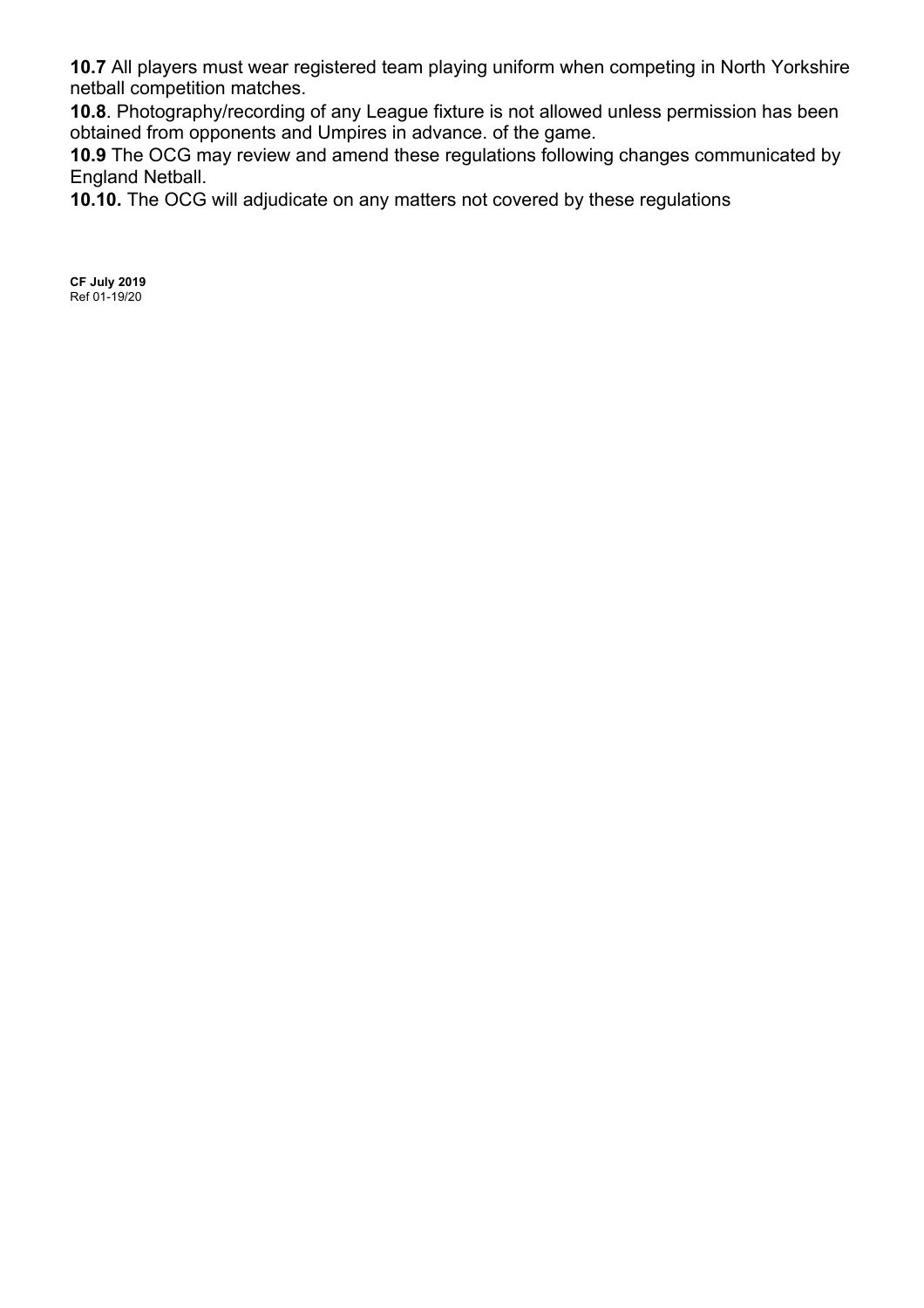**10.7** All players must wear registered team playing uniform when competing in North Yorkshire netball competition matches.

**10.8**. Photography/recording of any League fixture is not allowed unless permission has been obtained from opponents and Umpires in advance. of the game.

**10.9** The OCG may review and amend these regulations following changes communicated by England Netball.

**10.10.** The OCG will adjudicate on any matters not covered by these regulations

**CF July 2019**
Ref 01-19/20